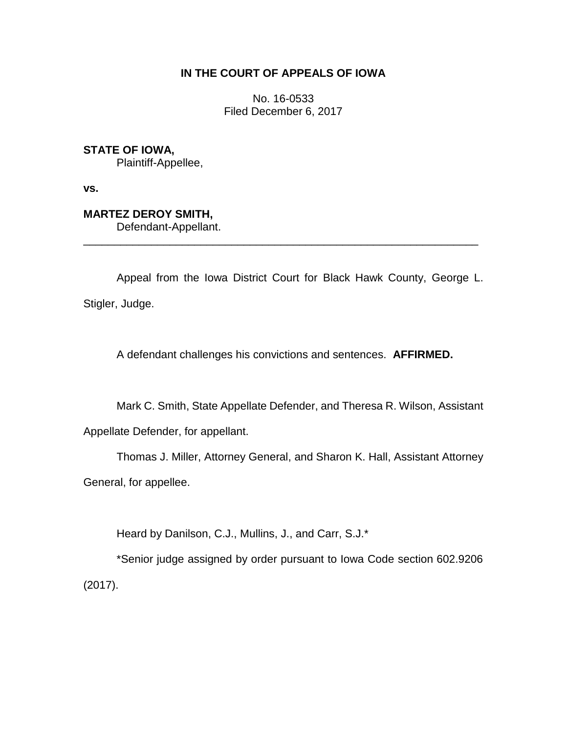**IN THE COURT OF APPEALS OF IOWA**

No. 16-0533
Filed December 6, 2017

**STATE OF IOWA,**
Plaintiff-Appellee,

**vs.**

**MARTEZ DEROY SMITH,**
Defendant-Appellant.

---

Appeal from the Iowa District Court for Black Hawk County, George L. Stigler, Judge.

A defendant challenges his convictions and sentences. **AFFIRMED.**

Mark C. Smith, State Appellate Defender, and Theresa R. Wilson, Assistant Appellate Defender, for appellant.

Thomas J. Miller, Attorney General, and Sharon K. Hall, Assistant Attorney General, for appellee.

Heard by Danilson, C.J., Mullins, J., and Carr, S.J.*

*Senior judge assigned by order pursuant to Iowa Code section 602.9206 (2017).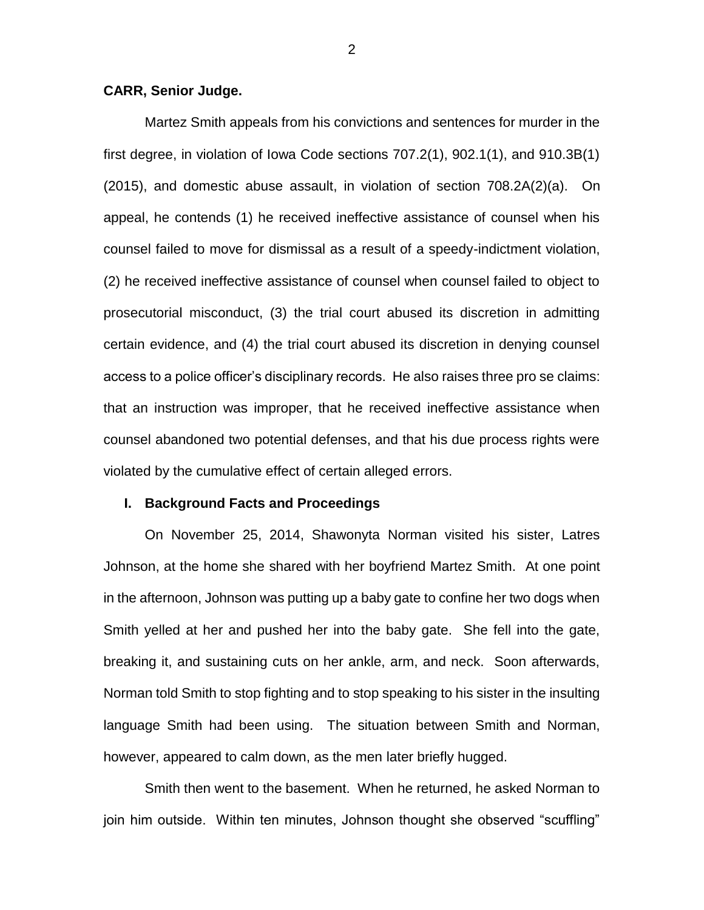**CARR, Senior Judge.**

Martez Smith appeals from his convictions and sentences for murder in the first degree, in violation of Iowa Code sections 707.2(1), 902.1(1), and 910.3B(1) (2015), and domestic abuse assault, in violation of section 708.2A(2)(a). On appeal, he contends (1) he received ineffective assistance of counsel when his counsel failed to move for dismissal as a result of a speedy-indictment violation, (2) he received ineffective assistance of counsel when counsel failed to object to prosecutorial misconduct, (3) the trial court abused its discretion in admitting certain evidence, and (4) the trial court abused its discretion in denying counsel access to a police officer's disciplinary records. He also raises three pro se claims: that an instruction was improper, that he received ineffective assistance when counsel abandoned two potential defenses, and that his due process rights were violated by the cumulative effect of certain alleged errors.

## I. Background Facts and Proceedings

On November 25, 2014, Shawonyta Norman visited his sister, Latres Johnson, at the home she shared with her boyfriend Martez Smith. At one point in the afternoon, Johnson was putting up a baby gate to confine her two dogs when Smith yelled at her and pushed her into the baby gate. She fell into the gate, breaking it, and sustaining cuts on her ankle, arm, and neck. Soon afterwards, Norman told Smith to stop fighting and to stop speaking to his sister in the insulting language Smith had been using. The situation between Smith and Norman, however, appeared to calm down, as the men later briefly hugged.

Smith then went to the basement. When he returned, he asked Norman to join him outside. Within ten minutes, Johnson thought she observed "scuffling"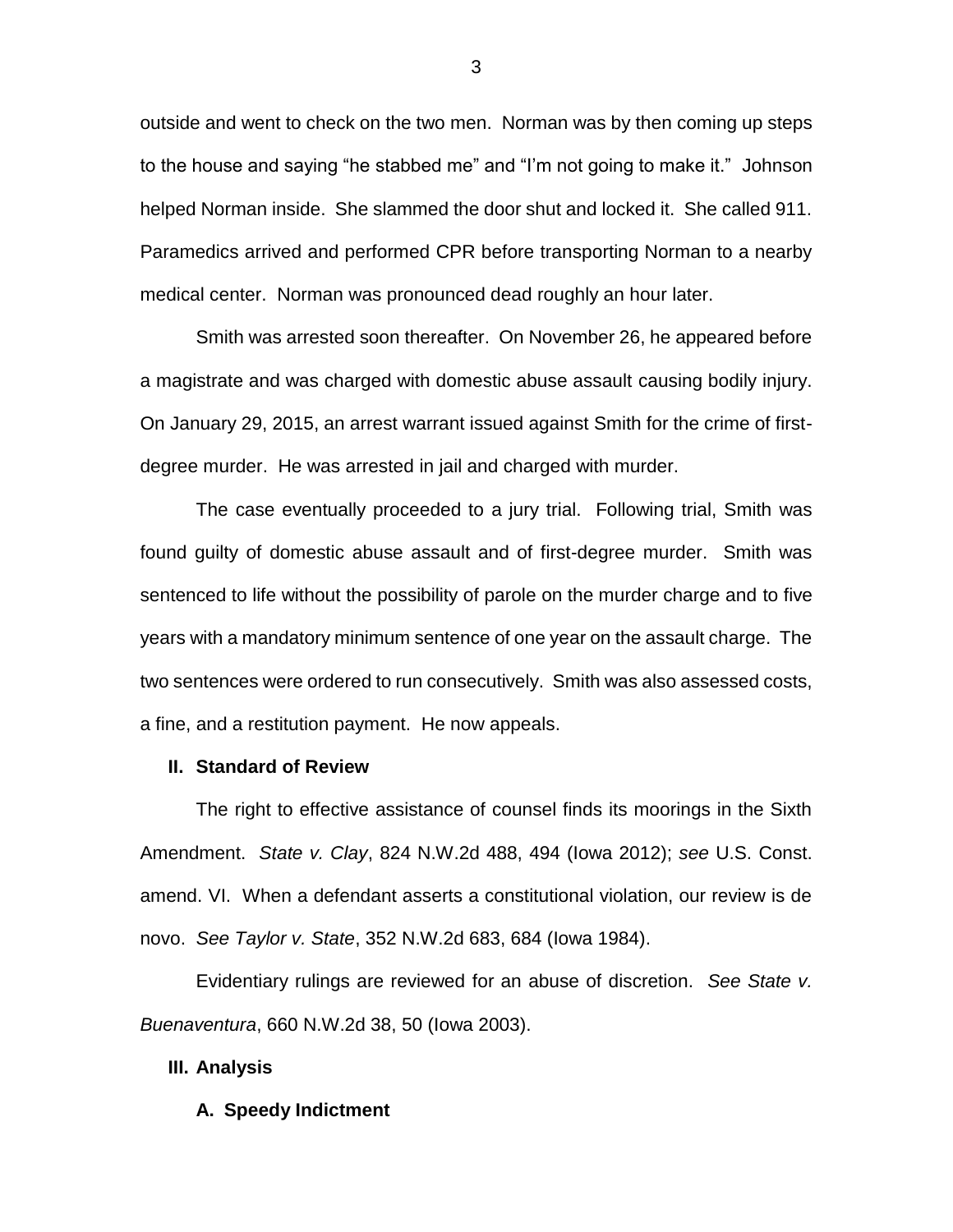outside and went to check on the two men. Norman was by then coming up steps to the house and saying "he stabbed me" and "I'm not going to make it." Johnson helped Norman inside. She slammed the door shut and locked it. She called 911. Paramedics arrived and performed CPR before transporting Norman to a nearby medical center. Norman was pronounced dead roughly an hour later.

Smith was arrested soon thereafter. On November 26, he appeared before a magistrate and was charged with domestic abuse assault causing bodily injury. On January 29, 2015, an arrest warrant issued against Smith for the crime of first-degree murder. He was arrested in jail and charged with murder.

The case eventually proceeded to a jury trial. Following trial, Smith was found guilty of domestic abuse assault and of first-degree murder. Smith was sentenced to life without the possibility of parole on the murder charge and to five years with a mandatory minimum sentence of one year on the assault charge. The two sentences were ordered to run consecutively. Smith was also assessed costs, a fine, and a restitution payment. He now appeals.

## II. Standard of Review

The right to effective assistance of counsel finds its moorings in the Sixth Amendment. *State v. Clay*, 824 N.W.2d 488, 494 (Iowa 2012); *see* U.S. Const. amend. VI. When a defendant asserts a constitutional violation, our review is de novo. *See Taylor v. State*, 352 N.W.2d 683, 684 (Iowa 1984).

Evidentiary rulings are reviewed for an abuse of discretion. *See State v. Buenaventura*, 660 N.W.2d 38, 50 (Iowa 2003).

## III. Analysis

### A. Speedy Indictment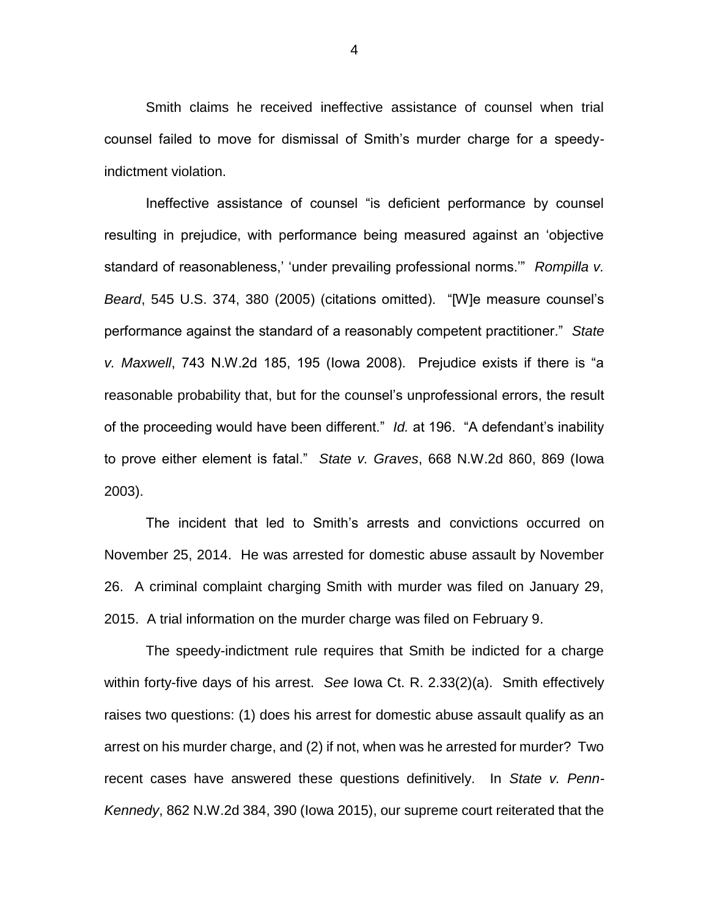Smith claims he received ineffective assistance of counsel when trial counsel failed to move for dismissal of Smith's murder charge for a speedy-indictment violation.

Ineffective assistance of counsel "is deficient performance by counsel resulting in prejudice, with performance being measured against an 'objective standard of reasonableness,' 'under prevailing professional norms.'" *Rompilla v. Beard*, 545 U.S. 374, 380 (2005) (citations omitted). "[W]e measure counsel's performance against the standard of a reasonably competent practitioner." *State v. Maxwell*, 743 N.W.2d 185, 195 (Iowa 2008). Prejudice exists if there is "a reasonable probability that, but for the counsel's unprofessional errors, the result of the proceeding would have been different." *Id.* at 196. "A defendant's inability to prove either element is fatal." *State v. Graves*, 668 N.W.2d 860, 869 (Iowa 2003).

The incident that led to Smith's arrests and convictions occurred on November 25, 2014. He was arrested for domestic abuse assault by November 26. A criminal complaint charging Smith with murder was filed on January 29, 2015. A trial information on the murder charge was filed on February 9.

The speedy-indictment rule requires that Smith be indicted for a charge within forty-five days of his arrest. *See* Iowa Ct. R. 2.33(2)(a). Smith effectively raises two questions: (1) does his arrest for domestic abuse assault qualify as an arrest on his murder charge, and (2) if not, when was he arrested for murder? Two recent cases have answered these questions definitively. In *State v. Penn-Kennedy*, 862 N.W.2d 384, 390 (Iowa 2015), our supreme court reiterated that the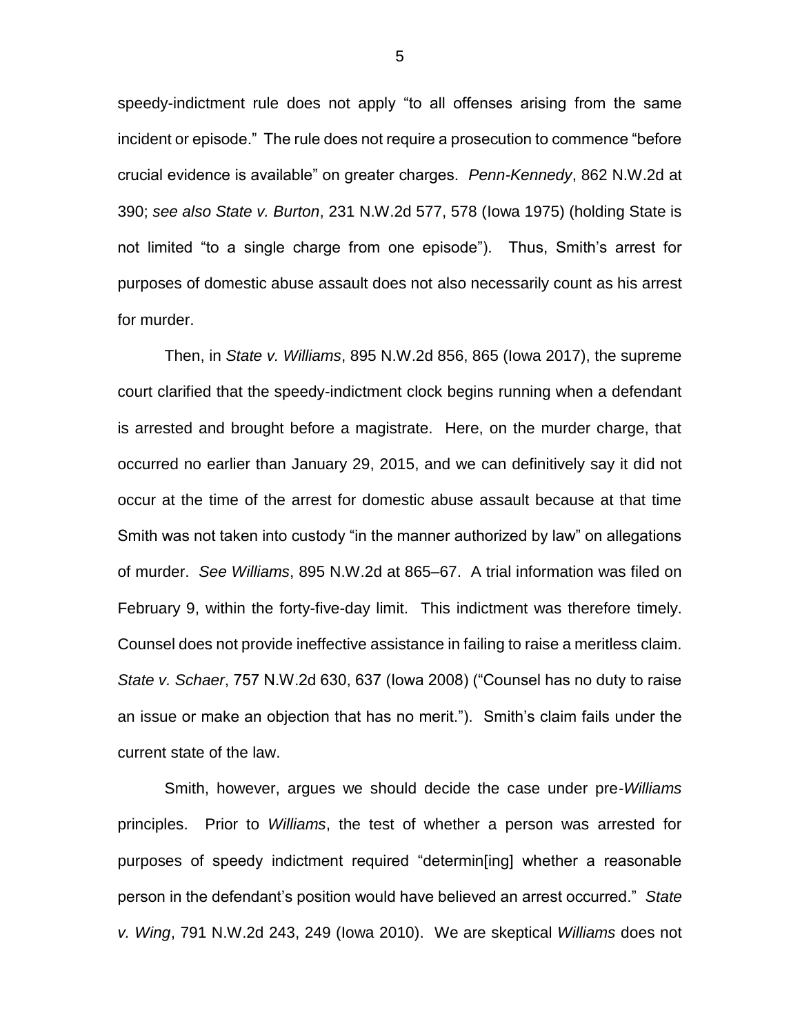speedy-indictment rule does not apply "to all offenses arising from the same incident or episode." The rule does not require a prosecution to commence "before crucial evidence is available" on greater charges. *Penn-Kennedy*, 862 N.W.2d at 390; *see also State v. Burton*, 231 N.W.2d 577, 578 (Iowa 1975) (holding State is not limited "to a single charge from one episode"). Thus, Smith's arrest for purposes of domestic abuse assault does not also necessarily count as his arrest for murder.

Then, in *State v. Williams*, 895 N.W.2d 856, 865 (Iowa 2017), the supreme court clarified that the speedy-indictment clock begins running when a defendant is arrested and brought before a magistrate. Here, on the murder charge, that occurred no earlier than January 29, 2015, and we can definitively say it did not occur at the time of the arrest for domestic abuse assault because at that time Smith was not taken into custody "in the manner authorized by law" on allegations of murder. *See Williams*, 895 N.W.2d at 865–67. A trial information was filed on February 9, within the forty-five-day limit. This indictment was therefore timely. Counsel does not provide ineffective assistance in failing to raise a meritless claim. *State v. Schaer*, 757 N.W.2d 630, 637 (Iowa 2008) ("Counsel has no duty to raise an issue or make an objection that has no merit."). Smith's claim fails under the current state of the law.

Smith, however, argues we should decide the case under pre-*Williams* principles. Prior to *Williams*, the test of whether a person was arrested for purposes of speedy indictment required "determin[ing] whether a reasonable person in the defendant's position would have believed an arrest occurred." *State v. Wing*, 791 N.W.2d 243, 249 (Iowa 2010). We are skeptical *Williams* does not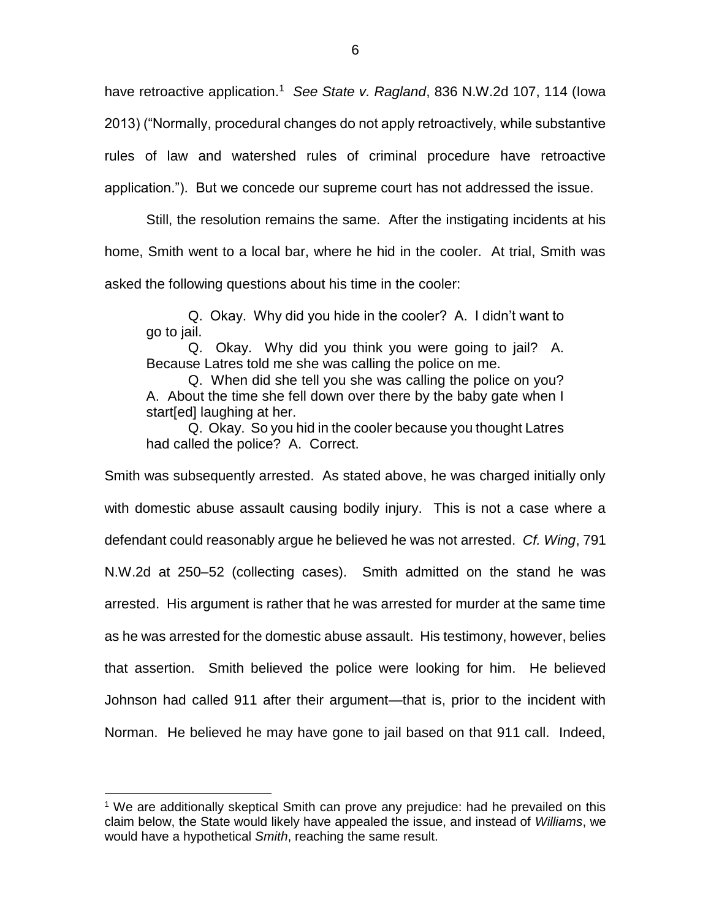have retroactive application.[1] *See State v. Ragland*, 836 N.W.2d 107, 114 (Iowa 2013) ("Normally, procedural changes do not apply retroactively, while substantive rules of law and watershed rules of criminal procedure have retroactive application."). But we concede our supreme court has not addressed the issue.

Still, the resolution remains the same. After the instigating incidents at his home, Smith went to a local bar, where he hid in the cooler. At trial, Smith was asked the following questions about his time in the cooler:

> Q. Okay. Why did you hide in the cooler? A. I didn't want to go to jail.
>
> Q. Okay. Why did you think you were going to jail? A. Because Latres told me she was calling the police on me.
>
> Q. When did she tell you she was calling the police on you? A. About the time she fell down over there by the baby gate when I start[ed] laughing at her.
>
> Q. Okay. So you hid in the cooler because you thought Latres had called the police? A. Correct.

Smith was subsequently arrested. As stated above, he was charged initially only with domestic abuse assault causing bodily injury. This is not a case where a defendant could reasonably argue he believed he was not arrested. *Cf. Wing*, 791 N.W.2d at 250–52 (collecting cases). Smith admitted on the stand he was arrested. His argument is rather that he was arrested for murder at the same time as he was arrested for the domestic abuse assault. His testimony, however, belies that assertion. Smith believed the police were looking for him. He believed Johnson had called 911 after their argument—that is, prior to the incident with Norman. He believed he may have gone to jail based on that 911 call. Indeed,

---

[1] We are additionally skeptical Smith can prove any prejudice: had he prevailed on this claim below, the State would likely have appealed the issue, and instead of *Williams*, we would have a hypothetical *Smith*, reaching the same result.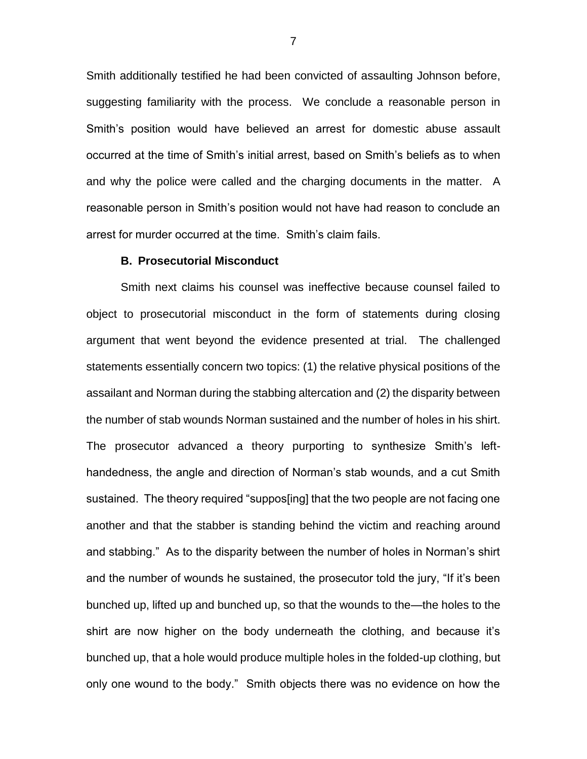Smith additionally testified he had been convicted of assaulting Johnson before, suggesting familiarity with the process. We conclude a reasonable person in Smith's position would have believed an arrest for domestic abuse assault occurred at the time of Smith's initial arrest, based on Smith's beliefs as to when and why the police were called and the charging documents in the matter. A reasonable person in Smith's position would not have had reason to conclude an arrest for murder occurred at the time. Smith's claim fails.

### B. Prosecutorial Misconduct

Smith next claims his counsel was ineffective because counsel failed to object to prosecutorial misconduct in the form of statements during closing argument that went beyond the evidence presented at trial. The challenged statements essentially concern two topics: (1) the relative physical positions of the assailant and Norman during the stabbing altercation and (2) the disparity between the number of stab wounds Norman sustained and the number of holes in his shirt. The prosecutor advanced a theory purporting to synthesize Smith's left-handedness, the angle and direction of Norman's stab wounds, and a cut Smith sustained. The theory required "suppos[ing] that the two people are not facing one another and that the stabber is standing behind the victim and reaching around and stabbing." As to the disparity between the number of holes in Norman's shirt and the number of wounds he sustained, the prosecutor told the jury, "If it's been bunched up, lifted up and bunched up, so that the wounds to the—the holes to the shirt are now higher on the body underneath the clothing, and because it's bunched up, that a hole would produce multiple holes in the folded-up clothing, but only one wound to the body." Smith objects there was no evidence on how the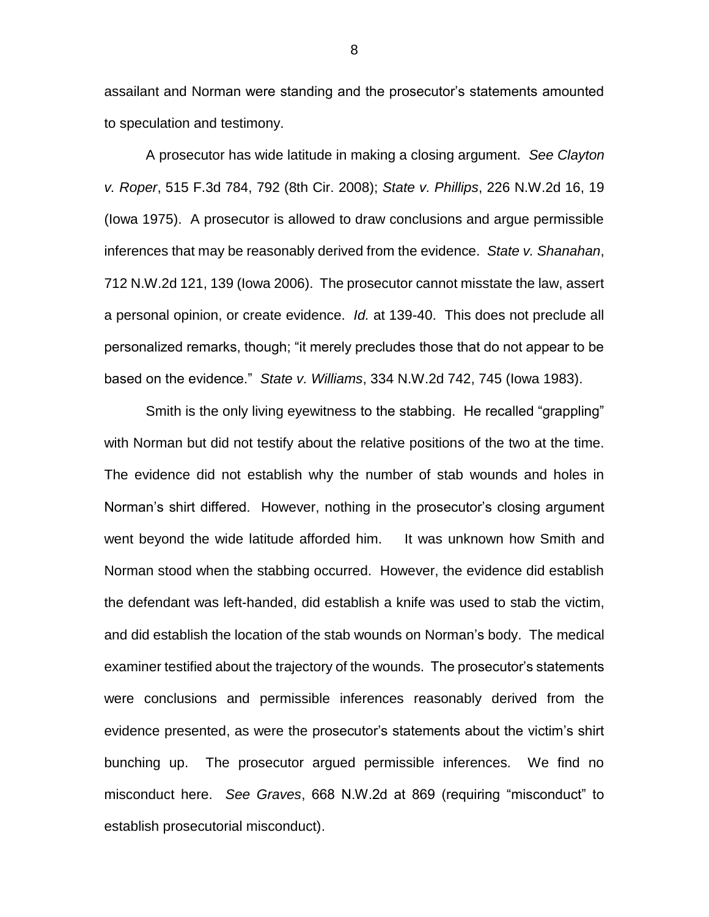assailant and Norman were standing and the prosecutor's statements amounted to speculation and testimony.

A prosecutor has wide latitude in making a closing argument. *See Clayton v. Roper*, 515 F.3d 784, 792 (8th Cir. 2008); *State v. Phillips*, 226 N.W.2d 16, 19 (Iowa 1975). A prosecutor is allowed to draw conclusions and argue permissible inferences that may be reasonably derived from the evidence. *State v. Shanahan*, 712 N.W.2d 121, 139 (Iowa 2006). The prosecutor cannot misstate the law, assert a personal opinion, or create evidence. *Id.* at 139-40. This does not preclude all personalized remarks, though; "it merely precludes those that do not appear to be based on the evidence." *State v. Williams*, 334 N.W.2d 742, 745 (Iowa 1983).

Smith is the only living eyewitness to the stabbing. He recalled "grappling" with Norman but did not testify about the relative positions of the two at the time. The evidence did not establish why the number of stab wounds and holes in Norman's shirt differed. However, nothing in the prosecutor's closing argument went beyond the wide latitude afforded him. It was unknown how Smith and Norman stood when the stabbing occurred. However, the evidence did establish the defendant was left-handed, did establish a knife was used to stab the victim, and did establish the location of the stab wounds on Norman's body. The medical examiner testified about the trajectory of the wounds. The prosecutor's statements were conclusions and permissible inferences reasonably derived from the evidence presented, as were the prosecutor's statements about the victim's shirt bunching up. The prosecutor argued permissible inferences. We find no misconduct here. *See Graves*, 668 N.W.2d at 869 (requiring "misconduct" to establish prosecutorial misconduct).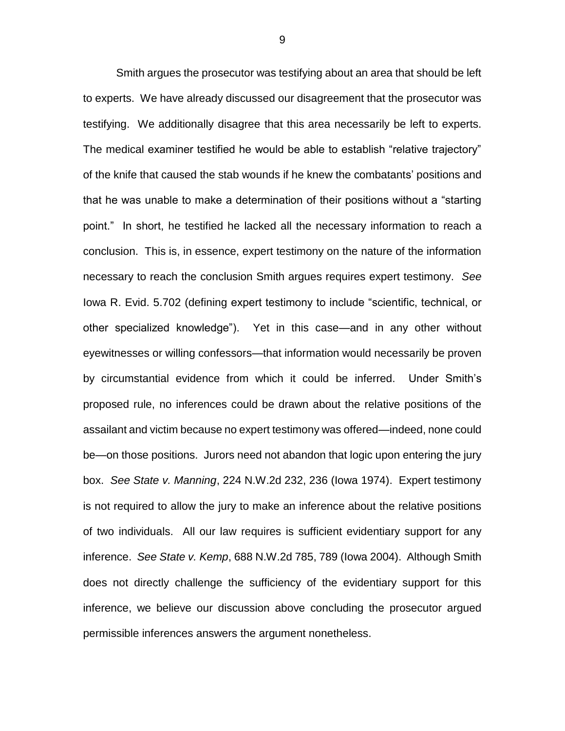Smith argues the prosecutor was testifying about an area that should be left to experts. We have already discussed our disagreement that the prosecutor was testifying. We additionally disagree that this area necessarily be left to experts. The medical examiner testified he would be able to establish "relative trajectory" of the knife that caused the stab wounds if he knew the combatants' positions and that he was unable to make a determination of their positions without a "starting point." In short, he testified he lacked all the necessary information to reach a conclusion. This is, in essence, expert testimony on the nature of the information necessary to reach the conclusion Smith argues requires expert testimony. *See* Iowa R. Evid. 5.702 (defining expert testimony to include "scientific, technical, or other specialized knowledge"). Yet in this case—and in any other without eyewitnesses or willing confessors—that information would necessarily be proven by circumstantial evidence from which it could be inferred. Under Smith's proposed rule, no inferences could be drawn about the relative positions of the assailant and victim because no expert testimony was offered—indeed, none could be—on those positions. Jurors need not abandon that logic upon entering the jury box. *See State v. Manning*, 224 N.W.2d 232, 236 (Iowa 1974). Expert testimony is not required to allow the jury to make an inference about the relative positions of two individuals. All our law requires is sufficient evidentiary support for any inference. *See State v. Kemp*, 688 N.W.2d 785, 789 (Iowa 2004). Although Smith does not directly challenge the sufficiency of the evidentiary support for this inference, we believe our discussion above concluding the prosecutor argued permissible inferences answers the argument nonetheless.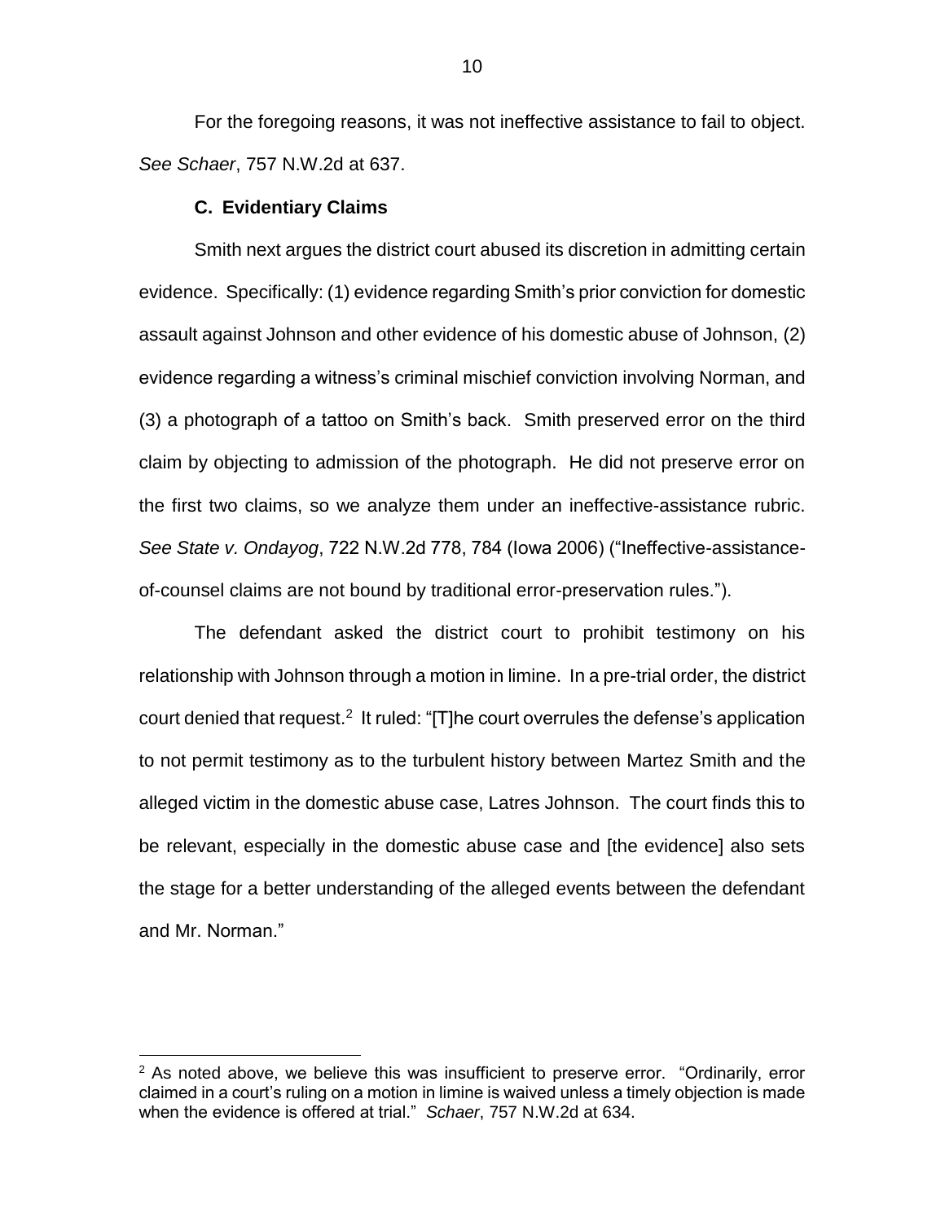For the foregoing reasons, it was not ineffective assistance to fail to object. *See Schaer*, 757 N.W.2d at 637.

### C. Evidentiary Claims

Smith next argues the district court abused its discretion in admitting certain evidence. Specifically: (1) evidence regarding Smith's prior conviction for domestic assault against Johnson and other evidence of his domestic abuse of Johnson, (2) evidence regarding a witness's criminal mischief conviction involving Norman, and (3) a photograph of a tattoo on Smith's back. Smith preserved error on the third claim by objecting to admission of the photograph. He did not preserve error on the first two claims, so we analyze them under an ineffective-assistance rubric. *See State v. Ondayog*, 722 N.W.2d 778, 784 (Iowa 2006) ("Ineffective-assistance-of-counsel claims are not bound by traditional error-preservation rules.").

The defendant asked the district court to prohibit testimony on his relationship with Johnson through a motion in limine. In a pre-trial order, the district court denied that request.[2] It ruled: "[T]he court overrules the defense's application to not permit testimony as to the turbulent history between Martez Smith and the alleged victim in the domestic abuse case, Latres Johnson. The court finds this to be relevant, especially in the domestic abuse case and [the evidence] also sets the stage for a better understanding of the alleged events between the defendant and Mr. Norman."

---

[2] As noted above, we believe this was insufficient to preserve error. "Ordinarily, error claimed in a court's ruling on a motion in limine is waived unless a timely objection is made when the evidence is offered at trial." *Schaer*, 757 N.W.2d at 634.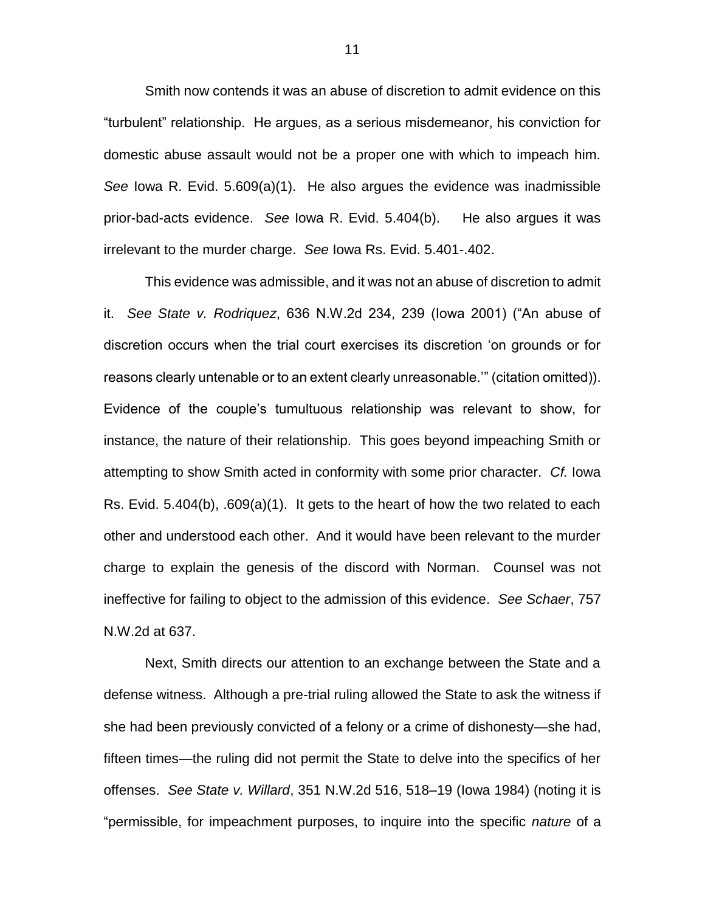Smith now contends it was an abuse of discretion to admit evidence on this "turbulent" relationship. He argues, as a serious misdemeanor, his conviction for domestic abuse assault would not be a proper one with which to impeach him. *See* Iowa R. Evid. 5.609(a)(1). He also argues the evidence was inadmissible prior-bad-acts evidence. *See* Iowa R. Evid. 5.404(b). He also argues it was irrelevant to the murder charge. *See* Iowa Rs. Evid. 5.401-.402.

This evidence was admissible, and it was not an abuse of discretion to admit it. *See State v. Rodriquez*, 636 N.W.2d 234, 239 (Iowa 2001) ("An abuse of discretion occurs when the trial court exercises its discretion 'on grounds or for reasons clearly untenable or to an extent clearly unreasonable.'" (citation omitted)). Evidence of the couple's tumultuous relationship was relevant to show, for instance, the nature of their relationship. This goes beyond impeaching Smith or attempting to show Smith acted in conformity with some prior character. *Cf.* Iowa Rs. Evid. 5.404(b), .609(a)(1). It gets to the heart of how the two related to each other and understood each other. And it would have been relevant to the murder charge to explain the genesis of the discord with Norman. Counsel was not ineffective for failing to object to the admission of this evidence. *See Schaer*, 757 N.W.2d at 637.

Next, Smith directs our attention to an exchange between the State and a defense witness. Although a pre-trial ruling allowed the State to ask the witness if she had been previously convicted of a felony or a crime of dishonesty—she had, fifteen times—the ruling did not permit the State to delve into the specifics of her offenses. *See State v. Willard*, 351 N.W.2d 516, 518–19 (Iowa 1984) (noting it is "permissible, for impeachment purposes, to inquire into the specific *nature* of a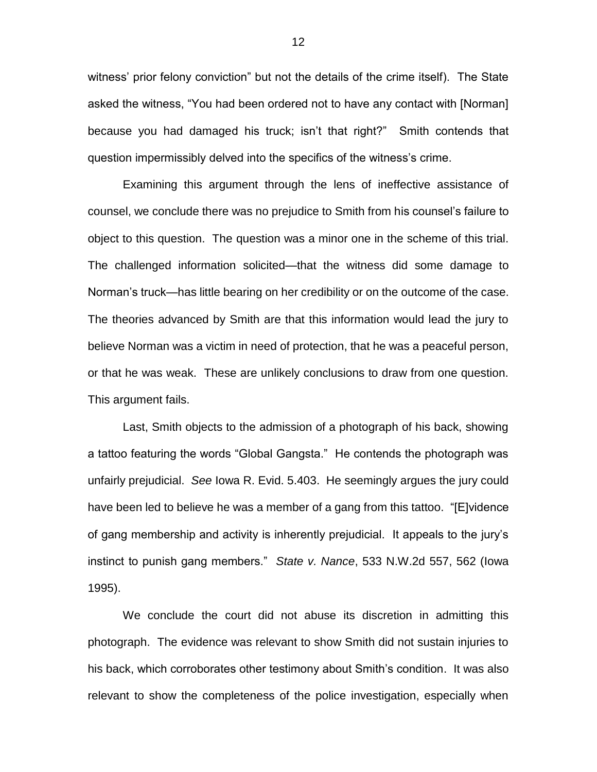witness' prior felony conviction" but not the details of the crime itself). The State asked the witness, "You had been ordered not to have any contact with [Norman] because you had damaged his truck; isn't that right?" Smith contends that question impermissibly delved into the specifics of the witness's crime.

Examining this argument through the lens of ineffective assistance of counsel, we conclude there was no prejudice to Smith from his counsel's failure to object to this question. The question was a minor one in the scheme of this trial. The challenged information solicited—that the witness did some damage to Norman's truck—has little bearing on her credibility or on the outcome of the case. The theories advanced by Smith are that this information would lead the jury to believe Norman was a victim in need of protection, that he was a peaceful person, or that he was weak. These are unlikely conclusions to draw from one question. This argument fails.

Last, Smith objects to the admission of a photograph of his back, showing a tattoo featuring the words "Global Gangsta." He contends the photograph was unfairly prejudicial. *See* Iowa R. Evid. 5.403. He seemingly argues the jury could have been led to believe he was a member of a gang from this tattoo. "[E]vidence of gang membership and activity is inherently prejudicial. It appeals to the jury's instinct to punish gang members." *State v. Nance*, 533 N.W.2d 557, 562 (Iowa 1995).

We conclude the court did not abuse its discretion in admitting this photograph. The evidence was relevant to show Smith did not sustain injuries to his back, which corroborates other testimony about Smith's condition. It was also relevant to show the completeness of the police investigation, especially when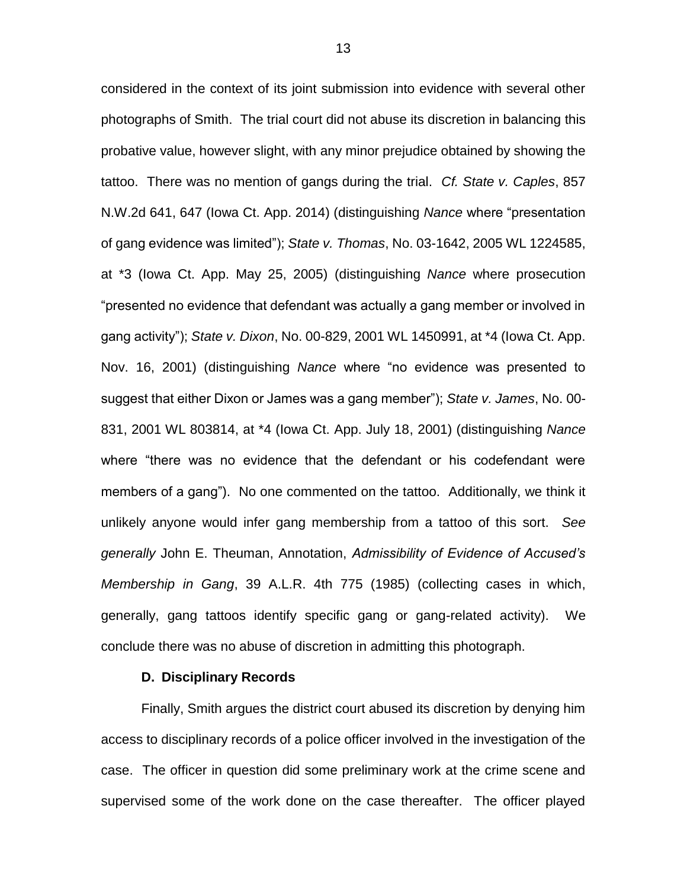considered in the context of its joint submission into evidence with several other photographs of Smith. The trial court did not abuse its discretion in balancing this probative value, however slight, with any minor prejudice obtained by showing the tattoo. There was no mention of gangs during the trial. *Cf. State v. Caples*, 857 N.W.2d 641, 647 (Iowa Ct. App. 2014) (distinguishing *Nance* where "presentation of gang evidence was limited"); *State v. Thomas*, No. 03-1642, 2005 WL 1224585, at *3 (Iowa Ct. App. May 25, 2005) (distinguishing *Nance* where prosecution "presented no evidence that defendant was actually a gang member or involved in gang activity"); *State v. Dixon*, No. 00-829, 2001 WL 1450991, at *4 (Iowa Ct. App. Nov. 16, 2001) (distinguishing *Nance* where "no evidence was presented to suggest that either Dixon or James was a gang member"); *State v. James*, No. 00-831, 2001 WL 803814, at *4 (Iowa Ct. App. July 18, 2001) (distinguishing *Nance* where "there was no evidence that the defendant or his codefendant were members of a gang"). No one commented on the tattoo. Additionally, we think it unlikely anyone would infer gang membership from a tattoo of this sort. *See generally* John E. Theuman, Annotation, *Admissibility of Evidence of Accused's Membership in Gang*, 39 A.L.R. 4th 775 (1985) (collecting cases in which, generally, gang tattoos identify specific gang or gang-related activity). We conclude there was no abuse of discretion in admitting this photograph.

**D. Disciplinary Records**

Finally, Smith argues the district court abused its discretion by denying him access to disciplinary records of a police officer involved in the investigation of the case. The officer in question did some preliminary work at the crime scene and supervised some of the work done on the case thereafter. The officer played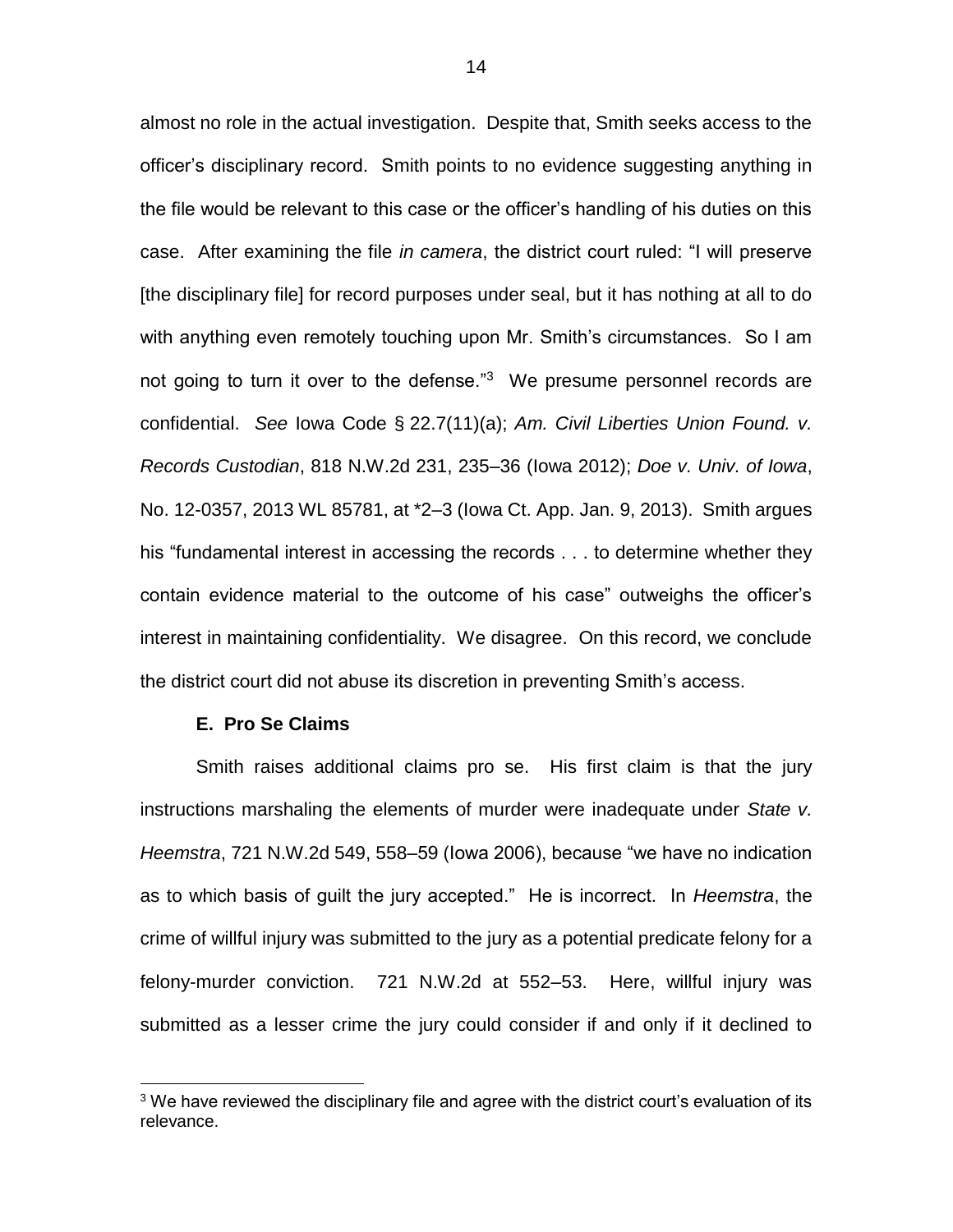almost no role in the actual investigation. Despite that, Smith seeks access to the officer's disciplinary record. Smith points to no evidence suggesting anything in the file would be relevant to this case or the officer's handling of his duties on this case. After examining the file *in camera*, the district court ruled: "I will preserve [the disciplinary file] for record purposes under seal, but it has nothing at all to do with anything even remotely touching upon Mr. Smith's circumstances. So I am not going to turn it over to the defense."[3] We presume personnel records are confidential. *See* Iowa Code § 22.7(11)(a); *Am. Civil Liberties Union Found. v. Records Custodian*, 818 N.W.2d 231, 235–36 (Iowa 2012); *Doe v. Univ. of Iowa*, No. 12-0357, 2013 WL 85781, at *2–3 (Iowa Ct. App. Jan. 9, 2013). Smith argues his "fundamental interest in accessing the records . . . to determine whether they contain evidence material to the outcome of his case" outweighs the officer's interest in maintaining confidentiality. We disagree. On this record, we conclude the district court did not abuse its discretion in preventing Smith's access.

### E. Pro Se Claims

Smith raises additional claims pro se. His first claim is that the jury instructions marshaling the elements of murder were inadequate under *State v. Heemstra*, 721 N.W.2d 549, 558–59 (Iowa 2006), because "we have no indication as to which basis of guilt the jury accepted." He is incorrect. In *Heemstra*, the crime of willful injury was submitted to the jury as a potential predicate felony for a felony-murder conviction. 721 N.W.2d at 552–53. Here, willful injury was submitted as a lesser crime the jury could consider if and only if it declined to

[3] We have reviewed the disciplinary file and agree with the district court's evaluation of its relevance.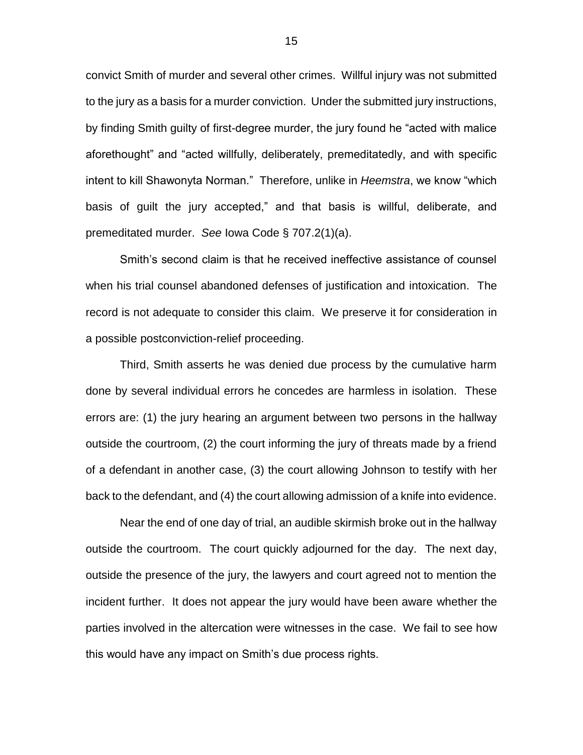convict Smith of murder and several other crimes. Willful injury was not submitted to the jury as a basis for a murder conviction. Under the submitted jury instructions, by finding Smith guilty of first-degree murder, the jury found he "acted with malice aforethought" and "acted willfully, deliberately, premeditatedly, and with specific intent to kill Shawonyta Norman." Therefore, unlike in *Heemstra*, we know "which basis of guilt the jury accepted," and that basis is willful, deliberate, and premeditated murder. *See* Iowa Code § 707.2(1)(a).

Smith's second claim is that he received ineffective assistance of counsel when his trial counsel abandoned defenses of justification and intoxication. The record is not adequate to consider this claim. We preserve it for consideration in a possible postconviction-relief proceeding.

Third, Smith asserts he was denied due process by the cumulative harm done by several individual errors he concedes are harmless in isolation. These errors are: (1) the jury hearing an argument between two persons in the hallway outside the courtroom, (2) the court informing the jury of threats made by a friend of a defendant in another case, (3) the court allowing Johnson to testify with her back to the defendant, and (4) the court allowing admission of a knife into evidence.

Near the end of one day of trial, an audible skirmish broke out in the hallway outside the courtroom. The court quickly adjourned for the day. The next day, outside the presence of the jury, the lawyers and court agreed not to mention the incident further. It does not appear the jury would have been aware whether the parties involved in the altercation were witnesses in the case. We fail to see how this would have any impact on Smith's due process rights.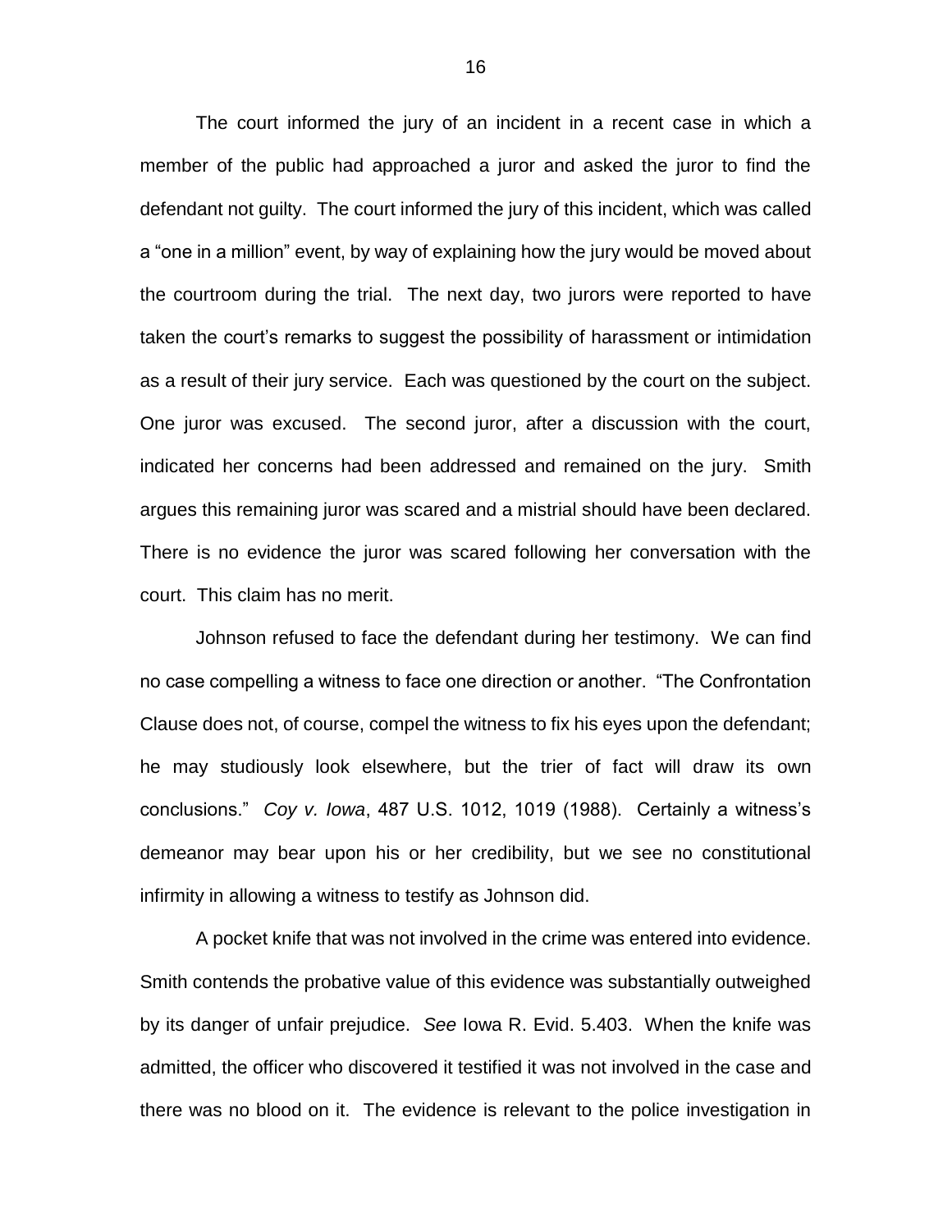The court informed the jury of an incident in a recent case in which a member of the public had approached a juror and asked the juror to find the defendant not guilty. The court informed the jury of this incident, which was called a "one in a million" event, by way of explaining how the jury would be moved about the courtroom during the trial. The next day, two jurors were reported to have taken the court's remarks to suggest the possibility of harassment or intimidation as a result of their jury service. Each was questioned by the court on the subject. One juror was excused. The second juror, after a discussion with the court, indicated her concerns had been addressed and remained on the jury. Smith argues this remaining juror was scared and a mistrial should have been declared. There is no evidence the juror was scared following her conversation with the court. This claim has no merit.

Johnson refused to face the defendant during her testimony. We can find no case compelling a witness to face one direction or another. "The Confrontation Clause does not, of course, compel the witness to fix his eyes upon the defendant; he may studiously look elsewhere, but the trier of fact will draw its own conclusions." *Coy v. Iowa*, 487 U.S. 1012, 1019 (1988). Certainly a witness's demeanor may bear upon his or her credibility, but we see no constitutional infirmity in allowing a witness to testify as Johnson did.

A pocket knife that was not involved in the crime was entered into evidence. Smith contends the probative value of this evidence was substantially outweighed by its danger of unfair prejudice. *See* Iowa R. Evid. 5.403. When the knife was admitted, the officer who discovered it testified it was not involved in the case and there was no blood on it. The evidence is relevant to the police investigation in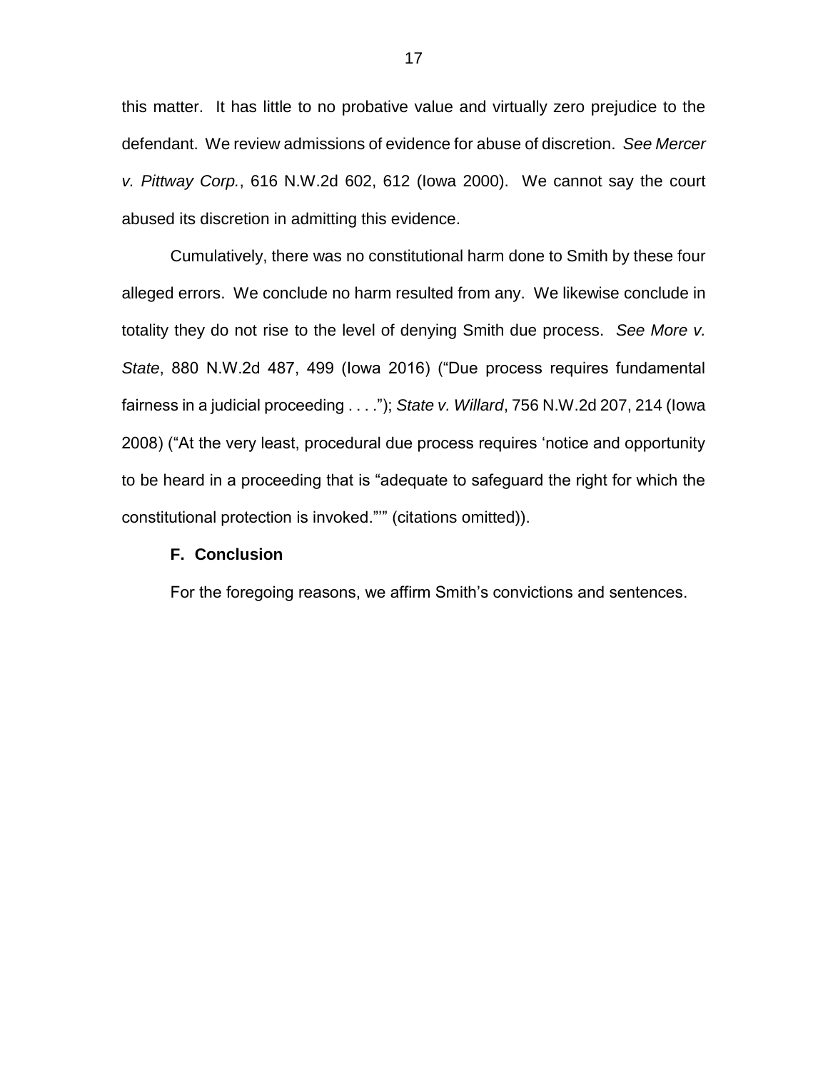this matter. It has little to no probative value and virtually zero prejudice to the defendant. We review admissions of evidence for abuse of discretion. *See Mercer v. Pittway Corp.*, 616 N.W.2d 602, 612 (Iowa 2000). We cannot say the court abused its discretion in admitting this evidence.

Cumulatively, there was no constitutional harm done to Smith by these four alleged errors. We conclude no harm resulted from any. We likewise conclude in totality they do not rise to the level of denying Smith due process. *See More v. State*, 880 N.W.2d 487, 499 (Iowa 2016) ("Due process requires fundamental fairness in a judicial proceeding . . . ."); *State v. Willard*, 756 N.W.2d 207, 214 (Iowa 2008) ("At the very least, procedural due process requires 'notice and opportunity to be heard in a proceeding that is "adequate to safeguard the right for which the constitutional protection is invoked."'" (citations omitted)).

### F. Conclusion

For the foregoing reasons, we affirm Smith's convictions and sentences.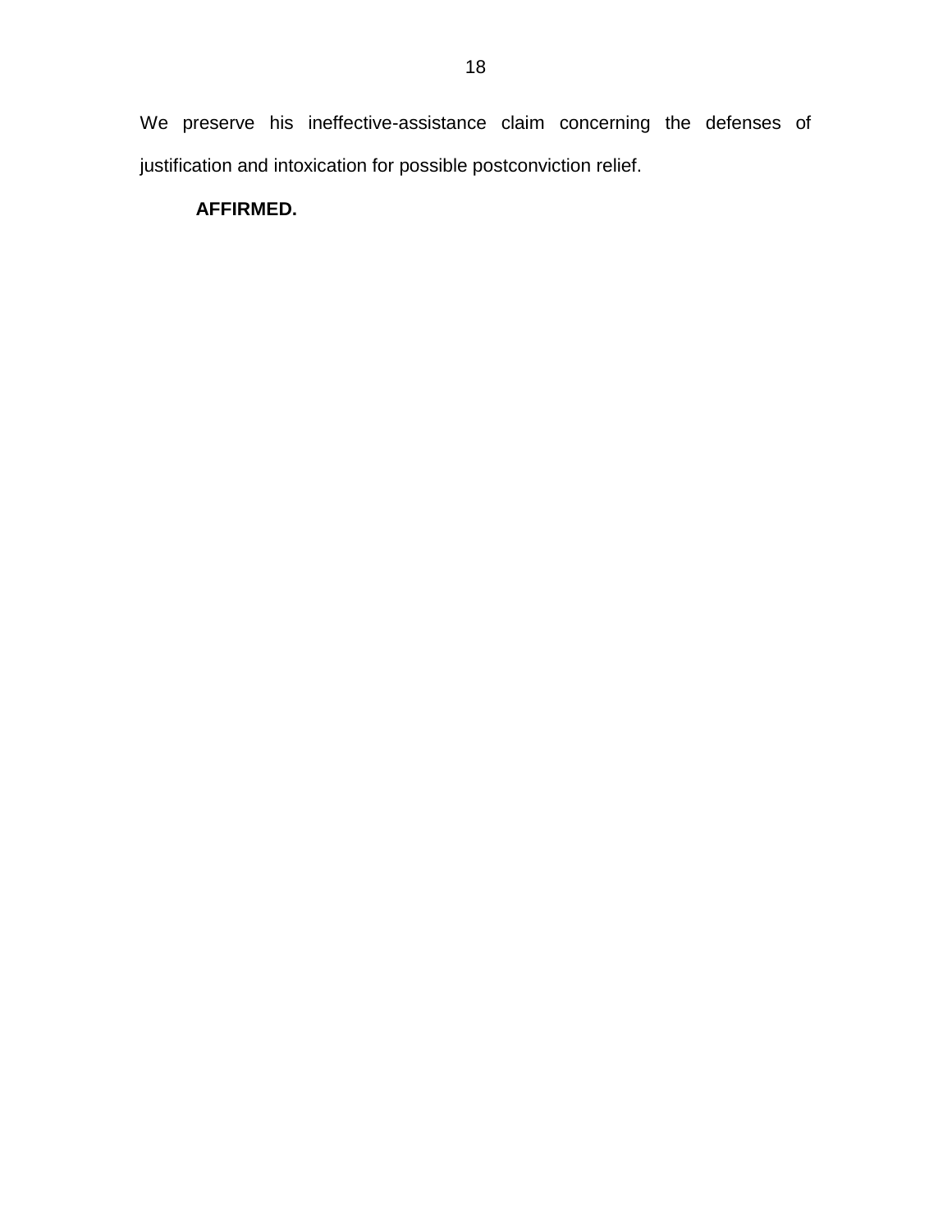We preserve his ineffective-assistance claim concerning the defenses of justification and intoxication for possible postconviction relief.

**AFFIRMED.**